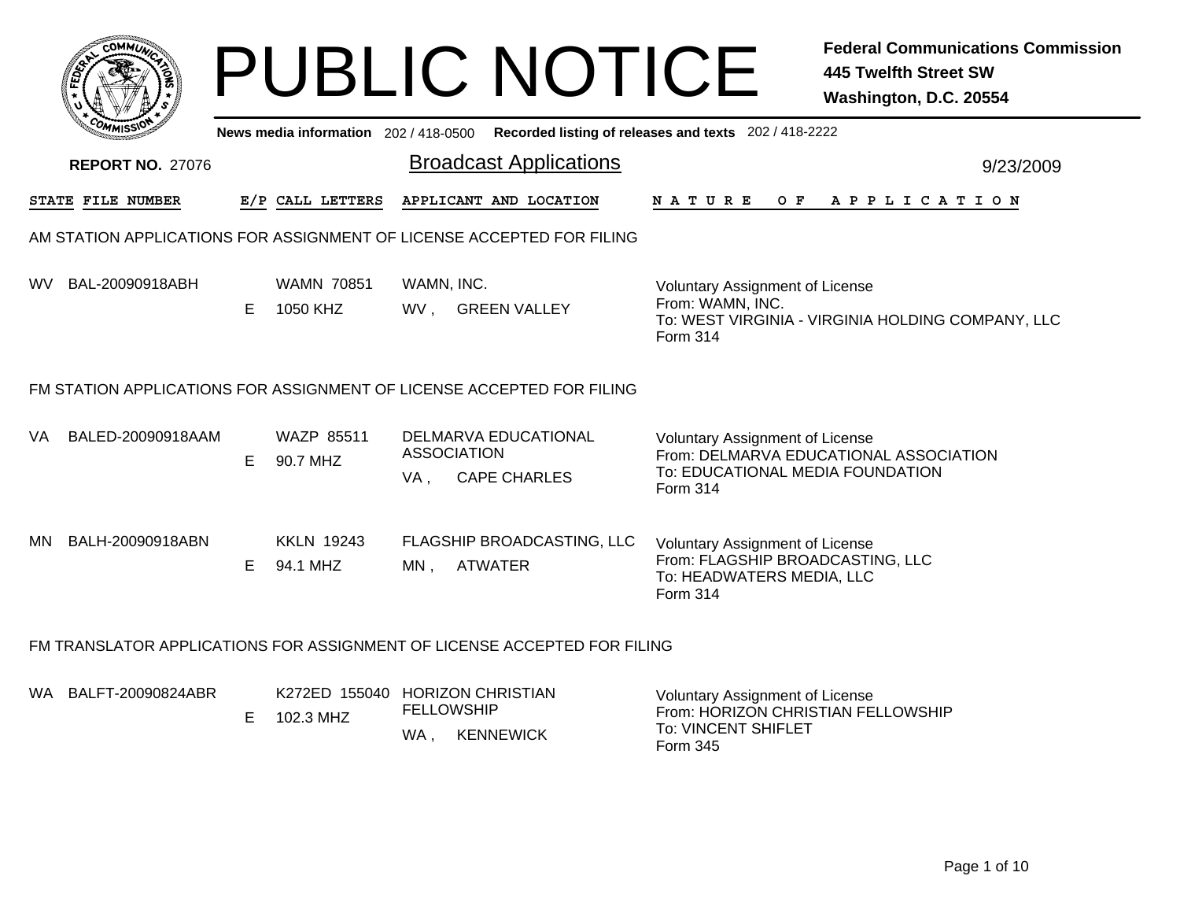# PUBLIC NOTICE

**Federal Communications Commission**
**445 Twelfth Street SW**
**Washington, D.C. 20554**

**News media information** 202 / 418-0500 **Recorded listing of releases and texts** 202 / 418-2222

**REPORT NO.** 27076

## Broadcast Applications

9/23/2009

| STATE | FILE NUMBER | E/P | CALL LETTERS | APPLICANT AND LOCATION | NATURE OF APPLICATION |
|---|---|---|---|---|---|

### AM STATION APPLICATIONS FOR ASSIGNMENT OF LICENSE ACCEPTED FOR FILING

| STATE | FILE NUMBER | E/P | CALL LETTERS | APPLICANT AND LOCATION | NATURE OF APPLICATION |
|---|---|---|---|---|---|
| WV | BAL-20090918ABH | E | WAMN 70851<br>1050 KHZ | WAMN, INC.<br>WV , GREEN VALLEY | Voluntary Assignment of License<br>From: WAMN, INC.<br>To: WEST VIRGINIA - VIRGINIA HOLDING COMPANY, LLC<br>Form 314 |

### FM STATION APPLICATIONS FOR ASSIGNMENT OF LICENSE ACCEPTED FOR FILING

| STATE | FILE NUMBER | E/P | CALL LETTERS | APPLICANT AND LOCATION | NATURE OF APPLICATION |
|---|---|---|---|---|---|
| VA | BALED-20090918AAM | E | WAZP 85511<br>90.7 MHZ | DELMARVA EDUCATIONAL ASSOCIATION<br>VA , CAPE CHARLES | Voluntary Assignment of License<br>From: DELMARVA EDUCATIONAL ASSOCIATION<br>To: EDUCATIONAL MEDIA FOUNDATION<br>Form 314 |
| MN | BALH-20090918ABN | E | KKLN 19243<br>94.1 MHZ | FLAGSHIP BROADCASTING, LLC<br>MN , ATWATER | Voluntary Assignment of License<br>From: FLAGSHIP BROADCASTING, LLC<br>To: HEADWATERS MEDIA, LLC<br>Form 314 |

### FM TRANSLATOR APPLICATIONS FOR ASSIGNMENT OF LICENSE ACCEPTED FOR FILING

| STATE | FILE NUMBER | E/P | CALL LETTERS | APPLICANT AND LOCATION | NATURE OF APPLICATION |
|---|---|---|---|---|---|
| WA | BALFT-20090824ABR | E | K272ED 155040<br>102.3 MHZ | HORIZON CHRISTIAN FELLOWSHIP<br>WA , KENNEWICK | Voluntary Assignment of License<br>From: HORIZON CHRISTIAN FELLOWSHIP<br>To: VINCENT SHIFLET<br>Form 345 |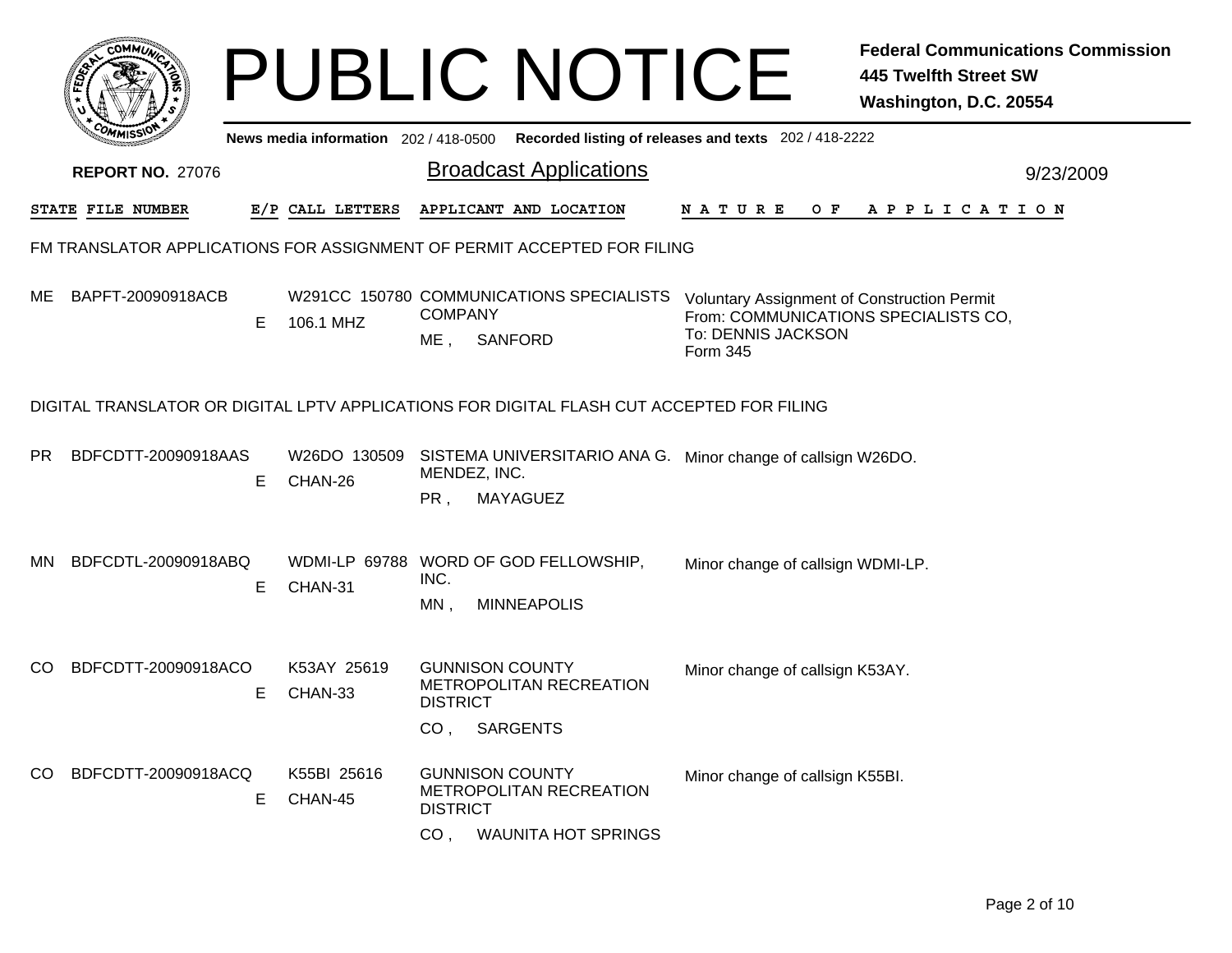# PUBLIC NOTICE

**Federal Communications Commission**
**445 Twelfth Street SW**
**Washington, D.C. 20554**

News media information 202 / 418-0500 Recorded listing of releases and texts 202 / 418-2222

**REPORT NO.** 27076

## Broadcast Applications

9/23/2009

FM TRANSLATOR APPLICATIONS FOR ASSIGNMENT OF PERMIT ACCEPTED FOR FILING

| STATE | FILE NUMBER | E/P | CALL LETTERS | APPLICANT AND LOCATION | NATURE OF APPLICATION |
|---|---|---|---|---|---|
| ME | BAPFT-20090918ACB | E | W291CC 150780<br>106.1 MHZ | COMMUNICATIONS SPECIALISTS COMPANY<br>ME , SANFORD | Voluntary Assignment of Construction Permit<br>From: COMMUNICATIONS SPECIALISTS CO,<br>To: DENNIS JACKSON<br>Form 345 |

DIGITAL TRANSLATOR OR DIGITAL LPTV APPLICATIONS FOR DIGITAL FLASH CUT ACCEPTED FOR FILING

| STATE | FILE NUMBER | E/P | CALL LETTERS | APPLICANT AND LOCATION | NATURE OF APPLICATION |
|---|---|---|---|---|---|
| PR | BDFCDTT-20090918AAS | E | W26DO 130509<br>CHAN-26 | SISTEMA UNIVERSITARIO ANA G. MENDEZ, INC.<br>PR , MAYAGUEZ | Minor change of callsign W26DO. |
| MN | BDFCDTL-20090918ABQ | E | WDMI-LP 69788<br>CHAN-31 | WORD OF GOD FELLOWSHIP, INC.<br>MN , MINNEAPOLIS | Minor change of callsign WDMI-LP. |
| CO | BDFCDTT-20090918ACO | E | K53AY 25619<br>CHAN-33 | GUNNISON COUNTY METROPOLITAN RECREATION DISTRICT<br>CO , SARGENTS | Minor change of callsign K53AY. |
| CO | BDFCDTT-20090918ACQ | E | K55BI 25616<br>CHAN-45 | GUNNISON COUNTY METROPOLITAN RECREATION DISTRICT<br>CO , WAUNITA HOT SPRINGS | Minor change of callsign K55BI. |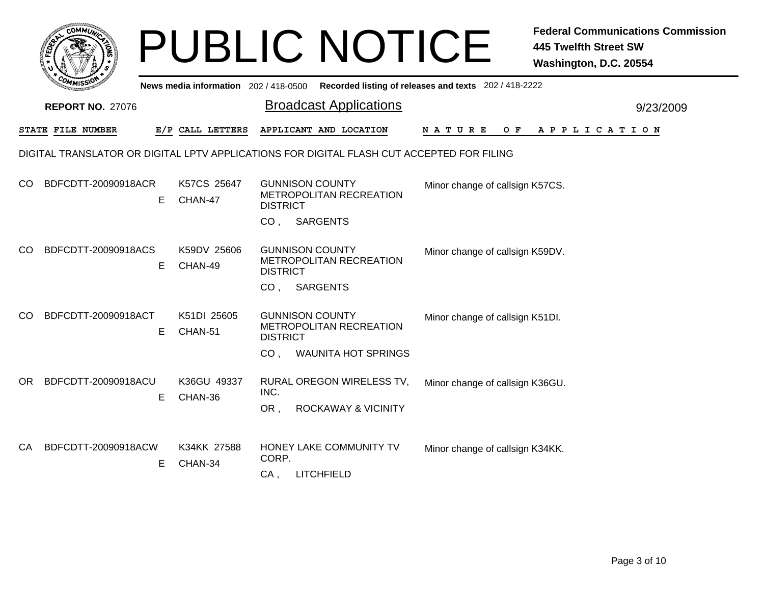# PUBLIC NOTICE

**Federal Communications Commission**
**445 Twelfth Street SW**
**Washington, D.C. 20554**

News media information 202 / 418-0500 Recorded listing of releases and texts 202 / 418-2222

**REPORT NO.** 27076

## Broadcast Applications

9/23/2009

DIGITAL TRANSLATOR OR DIGITAL LPTV APPLICATIONS FOR DIGITAL FLASH CUT ACCEPTED FOR FILING

| STATE | FILE NUMBER | E/P | CALL LETTERS | APPLICANT AND LOCATION | NATURE OF APPLICATION |
|---|---|---|---|---|---|
| CO | BDFCDTT-20090918ACR | E | K57CS 25647 CHAN-47 | GUNNISON COUNTY METROPOLITAN RECREATION DISTRICT CO , SARGENTS | Minor change of callsign K57CS. |
| CO | BDFCDTT-20090918ACS | E | K59DV 25606 CHAN-49 | GUNNISON COUNTY METROPOLITAN RECREATION DISTRICT CO , SARGENTS | Minor change of callsign K59DV. |
| CO | BDFCDTT-20090918ACT | E | K51DI 25605 CHAN-51 | GUNNISON COUNTY METROPOLITAN RECREATION DISTRICT CO , WAUNITA HOT SPRINGS | Minor change of callsign K51DI. |
| OR | BDFCDTT-20090918ACU | E | K36GU 49337 CHAN-36 | RURAL OREGON WIRELESS TV, INC. OR , ROCKAWAY & VICINITY | Minor change of callsign K36GU. |
| CA | BDFCDTT-20090918ACW | E | K34KK 27588 CHAN-34 | HONEY LAKE COMMUNITY TV CORP. CA , LITCHFIELD | Minor change of callsign K34KK. |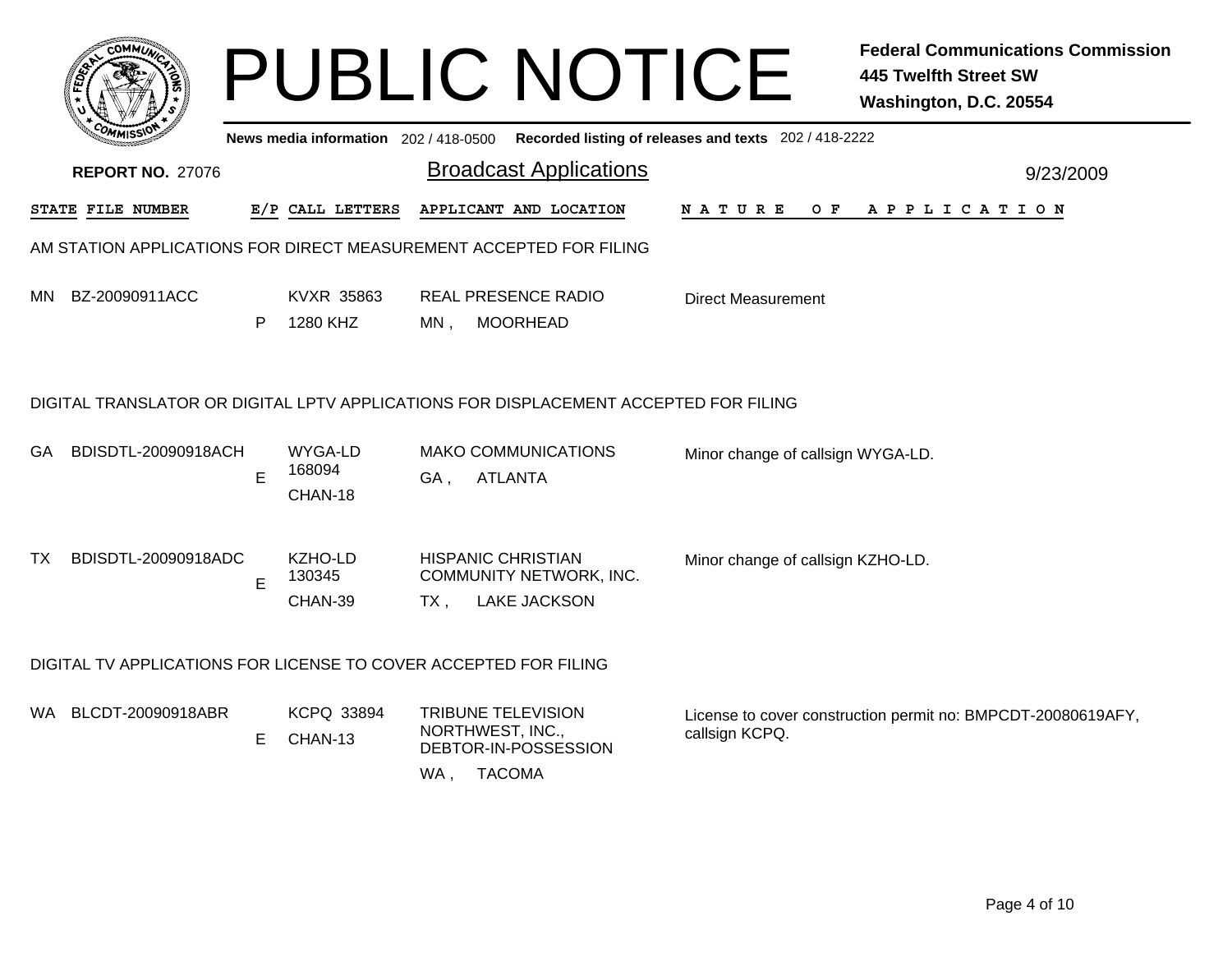# PUBLIC NOTICE

**Federal Communications Commission**
**445 Twelfth Street SW**
**Washington, D.C. 20554**

**News media information** 202 / 418-0500 **Recorded listing of releases and texts** 202 / 418-2222

**REPORT NO.** 27076

## Broadcast Applications

9/23/2009

| STATE | FILE NUMBER | E/P | CALL LETTERS | APPLICANT AND LOCATION | NATURE OF APPLICATION |
|---|---|---|---|---|---|

### AM STATION APPLICATIONS FOR DIRECT MEASUREMENT ACCEPTED FOR FILING

| STATE | FILE NUMBER | E/P | CALL LETTERS | APPLICANT AND LOCATION | NATURE OF APPLICATION |
|---|---|---|---|---|---|
| MN | BZ-20090911ACC | P | KVXR 35863<br>1280 KHZ | REAL PRESENCE RADIO<br>MN , MOORHEAD | Direct Measurement |

### DIGITAL TRANSLATOR OR DIGITAL LPTV APPLICATIONS FOR DISPLACEMENT ACCEPTED FOR FILING

| STATE | FILE NUMBER | E/P | CALL LETTERS | APPLICANT AND LOCATION | NATURE OF APPLICATION |
|---|---|---|---|---|---|
| GA | BDISDTL-20090918ACH | E | WYGA-LD<br>168094<br>CHAN-18 | MAKO COMMUNICATIONS<br>GA , ATLANTA | Minor change of callsign WYGA-LD. |
| TX | BDISDTL-20090918ADC | E | KZHO-LD<br>130345<br>CHAN-39 | HISPANIC CHRISTIAN COMMUNITY NETWORK, INC.<br>TX , LAKE JACKSON | Minor change of callsign KZHO-LD. |

### DIGITAL TV APPLICATIONS FOR LICENSE TO COVER ACCEPTED FOR FILING

| STATE | FILE NUMBER | E/P | CALL LETTERS | APPLICANT AND LOCATION | NATURE OF APPLICATION |
|---|---|---|---|---|---|
| WA | BLCDT-20090918ABR | E | KCPQ 33894<br>CHAN-13 | TRIBUNE TELEVISION NORTHWEST, INC., DEBTOR-IN-POSSESSION<br>WA , TACOMA | License to cover construction permit no: BMPCDT-20080619AFY, callsign KCPQ. |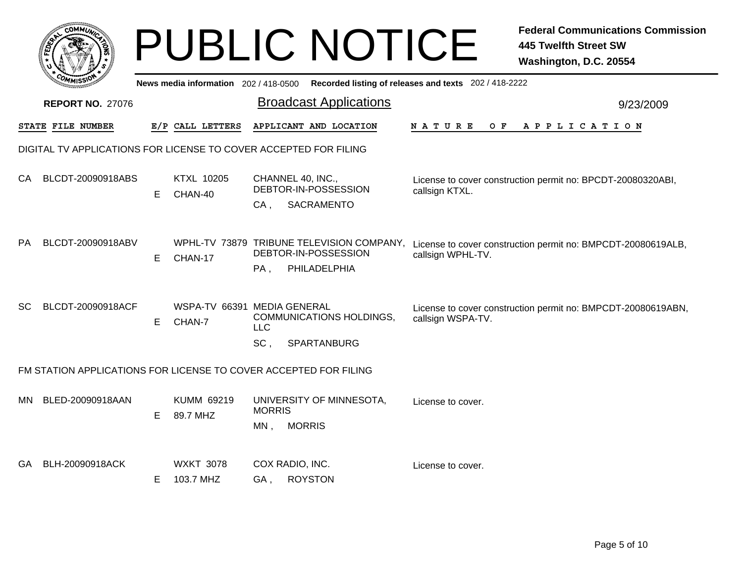# PUBLIC NOTICE

**Federal Communications Commission**
**445 Twelfth Street SW**
**Washington, D.C. 20554**

News media information 202 / 418-0500 Recorded listing of releases and texts 202 / 418-2222

**REPORT NO.** 27076

## Broadcast Applications

9/23/2009

### DIGITAL TV APPLICATIONS FOR LICENSE TO COVER ACCEPTED FOR FILING

| STATE | FILE NUMBER | E/P | CALL LETTERS | APPLICANT AND LOCATION | NATURE OF APPLICATION |
|---|---|---|---|---|---|
| CA | BLCDT-20090918ABS | E | KTXL 10205 CHAN-40 | CHANNEL 40, INC., DEBTOR-IN-POSSESSION CA , SACRAMENTO | License to cover construction permit no: BPCDT-20080320ABI, callsign KTXL. |
| PA | BLCDT-20090918ABV | E | WPHL-TV 73879 CHAN-17 | TRIBUNE TELEVISION COMPANY, DEBTOR-IN-POSSESSION PA , PHILADELPHIA | License to cover construction permit no: BMPCDT-20080619ALB, callsign WPHL-TV. |
| SC | BLCDT-20090918ACF | E | WSPA-TV 66391 CHAN-7 | MEDIA GENERAL COMMUNICATIONS HOLDINGS, LLC SC , SPARTANBURG | License to cover construction permit no: BMPCDT-20080619ABN, callsign WSPA-TV. |

### FM STATION APPLICATIONS FOR LICENSE TO COVER ACCEPTED FOR FILING

| STATE | FILE NUMBER | E/P | CALL LETTERS | APPLICANT AND LOCATION | NATURE OF APPLICATION |
|---|---|---|---|---|---|
| MN | BLED-20090918AAN | E | KUMM 69219 89.7 MHZ | UNIVERSITY OF MINNESOTA, MORRIS MN , MORRIS | License to cover. |
| GA | BLH-20090918ACK | E | WXKT 3078 103.7 MHZ | COX RADIO, INC. GA , ROYSTON | License to cover. |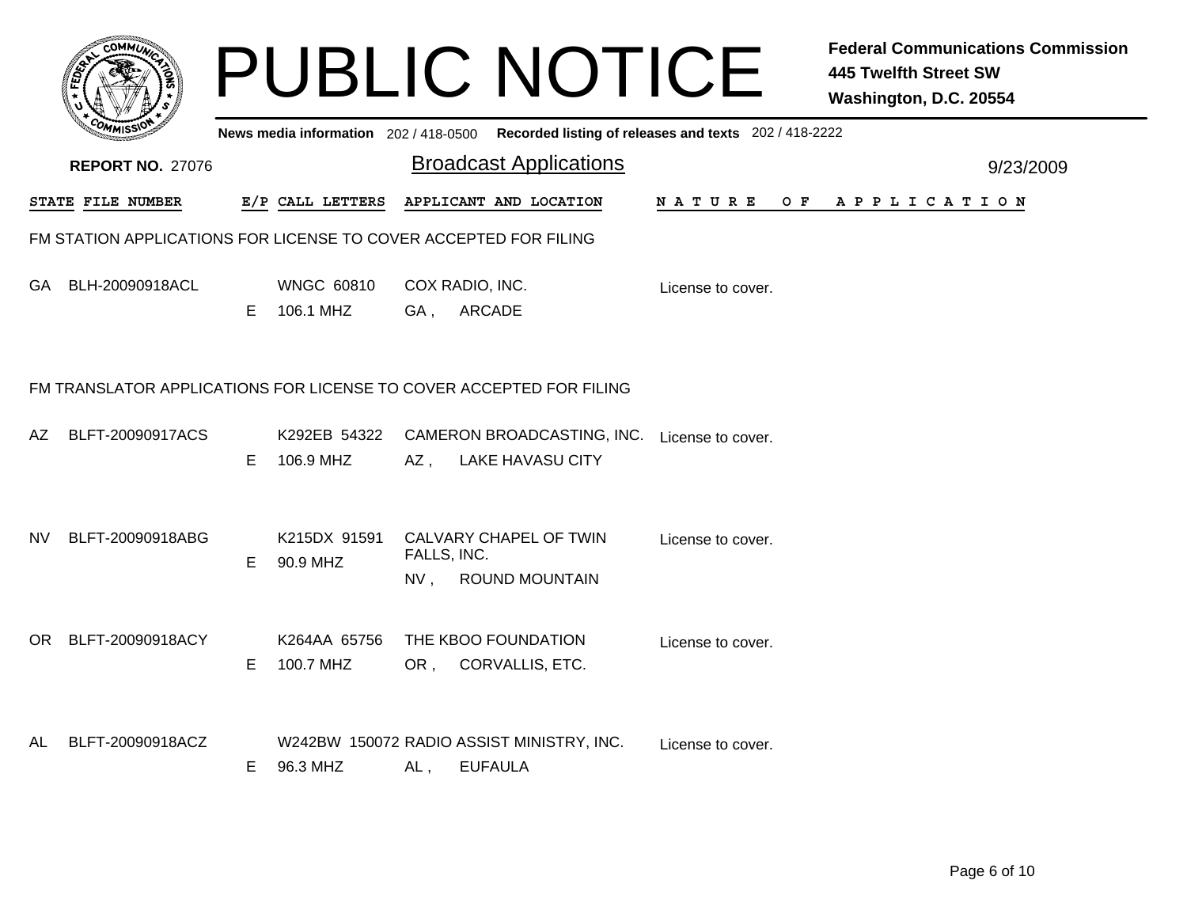# PUBLIC NOTICE

**Federal Communications Commission**
**445 Twelfth Street SW**
**Washington, D.C. 20554**

News media information 202 / 418-0500 Recorded listing of releases and texts 202 / 418-2222

**REPORT NO.** 27076

## Broadcast Applications

9/23/2009

### FM STATION APPLICATIONS FOR LICENSE TO COVER ACCEPTED FOR FILING

| STATE | FILE NUMBER | E/P | CALL LETTERS | APPLICANT AND LOCATION | NATURE OF APPLICATION |
|---|---|---|---|---|---|
| GA | BLH-20090918ACL | E | WNGC 60810<br>106.1 MHZ | COX RADIO, INC.<br>GA , ARCADE | License to cover. |

### FM TRANSLATOR APPLICATIONS FOR LICENSE TO COVER ACCEPTED FOR FILING

| STATE | FILE NUMBER | E/P | CALL LETTERS | APPLICANT AND LOCATION | NATURE OF APPLICATION |
|---|---|---|---|---|---|
| AZ | BLFT-20090917ACS | E | K292EB 54322<br>106.9 MHZ | CAMERON BROADCASTING, INC.<br>AZ , LAKE HAVASU CITY | License to cover. |
| NV | BLFT-20090918ABG | E | K215DX 91591<br>90.9 MHZ | CALVARY CHAPEL OF TWIN FALLS, INC.<br>NV , ROUND MOUNTAIN | License to cover. |
| OR | BLFT-20090918ACY | E | K264AA 65756<br>100.7 MHZ | THE KBOO FOUNDATION<br>OR , CORVALLIS, ETC. | License to cover. |
| AL | BLFT-20090918ACZ | E | W242BW 150072<br>96.3 MHZ | RADIO ASSIST MINISTRY, INC.<br>AL , EUFAULA | License to cover. |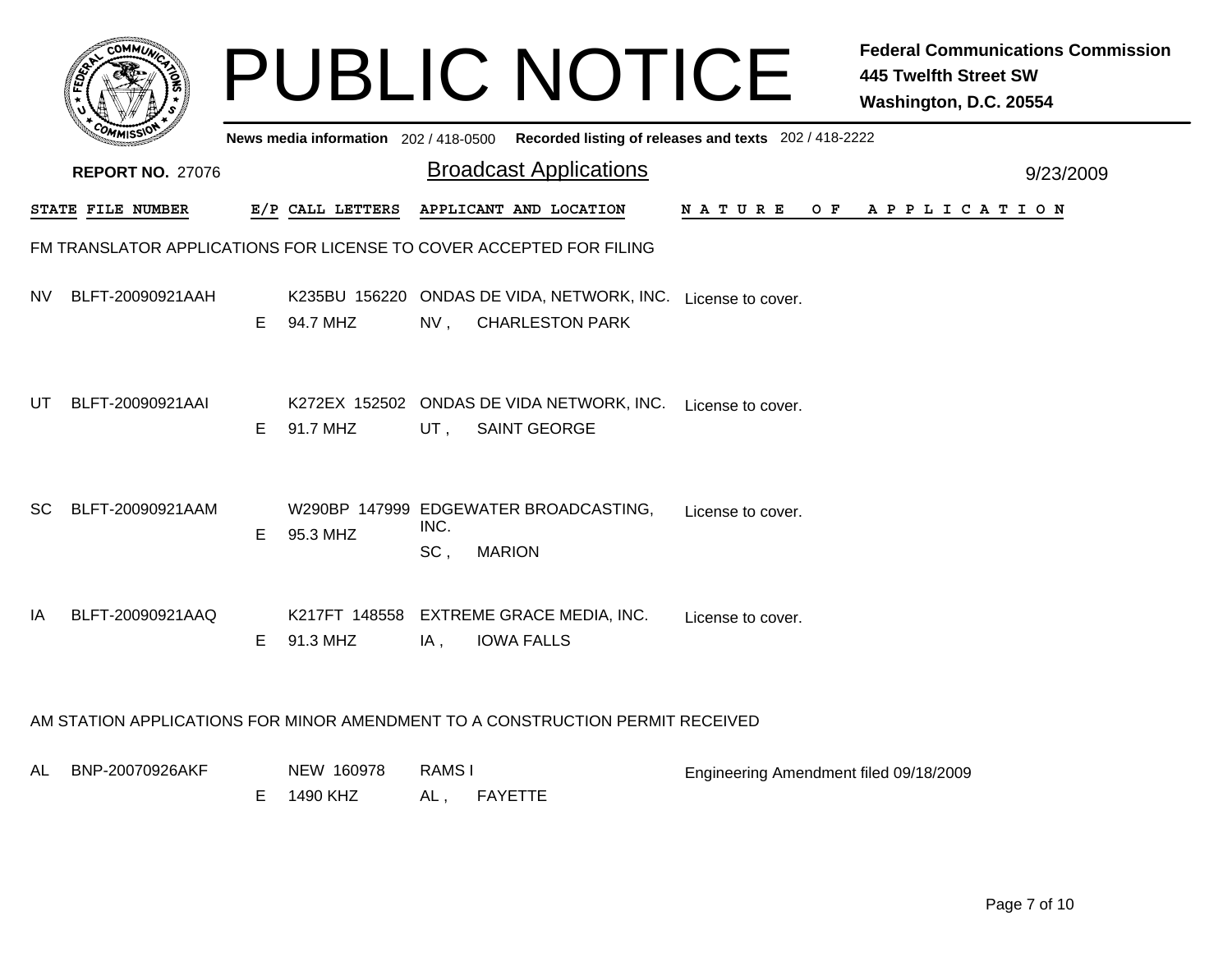# PUBLIC NOTICE

**Federal Communications Commission**
**445 Twelfth Street SW**
**Washington, D.C. 20554**

News media information 202 / 418-0500 Recorded listing of releases and texts 202 / 418-2222

**REPORT NO. 27076**

## Broadcast Applications

9/23/2009

### FM TRANSLATOR APPLICATIONS FOR LICENSE TO COVER ACCEPTED FOR FILING

| STATE | FILE NUMBER | E/P | CALL LETTERS | APPLICANT AND LOCATION | NATURE OF APPLICATION |
|---|---|---|---|---|---|
| NV | BLFT-20090921AAH | E | K235BU 156220 94.7 MHZ | ONDAS DE VIDA, NETWORK, INC. NV , CHARLESTON PARK | License to cover. |
| UT | BLFT-20090921AAI | E | K272EX 152502 91.7 MHZ | ONDAS DE VIDA NETWORK, INC. UT , SAINT GEORGE | License to cover. |
| SC | BLFT-20090921AAM | E | W290BP 147999 95.3 MHZ | EDGEWATER BROADCASTING, INC. SC , MARION | License to cover. |
| IA | BLFT-20090921AAQ | E | K217FT 148558 91.3 MHZ | EXTREME GRACE MEDIA, INC. IA , IOWA FALLS | License to cover. |

### AM STATION APPLICATIONS FOR MINOR AMENDMENT TO A CONSTRUCTION PERMIT RECEIVED

| STATE | FILE NUMBER | E/P | CALL LETTERS | APPLICANT AND LOCATION | NATURE OF APPLICATION |
|---|---|---|---|---|---|
| AL | BNP-20070926AKF | E | NEW 160978 1490 KHZ | RAMS I AL , FAYETTE | Engineering Amendment filed 09/18/2009 |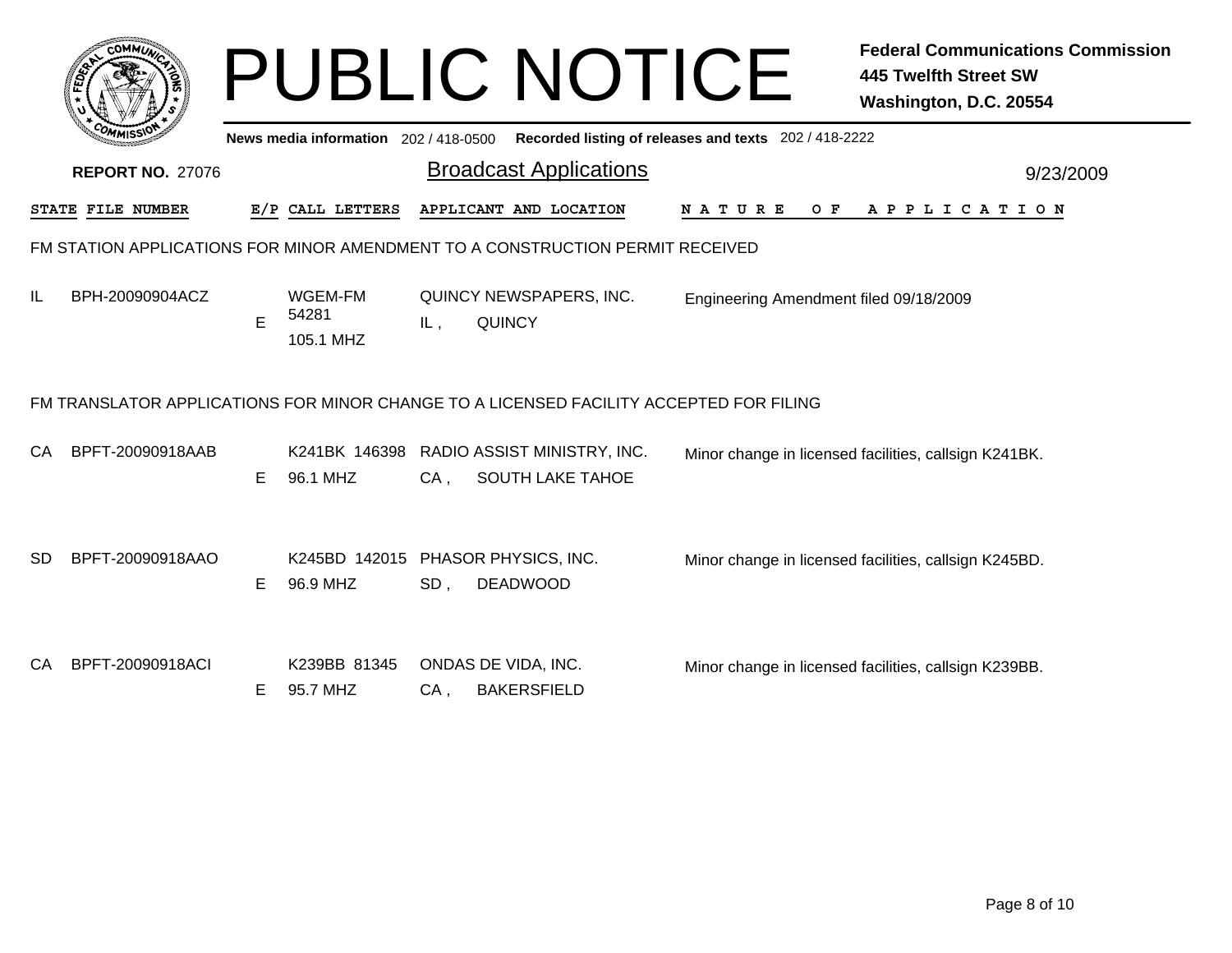# PUBLIC NOTICE

**Federal Communications Commission**
**445 Twelfth Street SW**
**Washington, D.C. 20554**

**News media information** 202 / 418-0500 **Recorded listing of releases and texts** 202 / 418-2222

**REPORT NO.** 27076

## Broadcast Applications

9/23/2009

| STATE | FILE NUMBER | E/P | CALL LETTERS | APPLICANT AND LOCATION | NATURE OF APPLICATION |
|---|---|---|---|---|---|

### FM STATION APPLICATIONS FOR MINOR AMENDMENT TO A CONSTRUCTION PERMIT RECEIVED

| STATE | FILE NUMBER | E/P | CALL LETTERS | APPLICANT AND LOCATION | NATURE OF APPLICATION |
|---|---|---|---|---|---|
| IL | BPH-20090904ACZ | E | WGEM-FM 54281 105.1 MHZ | QUINCY NEWSPAPERS, INC. IL , QUINCY | Engineering Amendment filed 09/18/2009 |

### FM TRANSLATOR APPLICATIONS FOR MINOR CHANGE TO A LICENSED FACILITY ACCEPTED FOR FILING

| STATE | FILE NUMBER | E/P | CALL LETTERS | APPLICANT AND LOCATION | NATURE OF APPLICATION |
|---|---|---|---|---|---|
| CA | BPFT-20090918AAB | E | K241BK 146398 96.1 MHZ | RADIO ASSIST MINISTRY, INC. CA , SOUTH LAKE TAHOE | Minor change in licensed facilities, callsign K241BK. |
| SD | BPFT-20090918AAO | E | K245BD 142015 96.9 MHZ | PHASOR PHYSICS, INC. SD , DEADWOOD | Minor change in licensed facilities, callsign K245BD. |
| CA | BPFT-20090918ACI | E | K239BB 81345 95.7 MHZ | ONDAS DE VIDA, INC. CA , BAKERSFIELD | Minor change in licensed facilities, callsign K239BB. |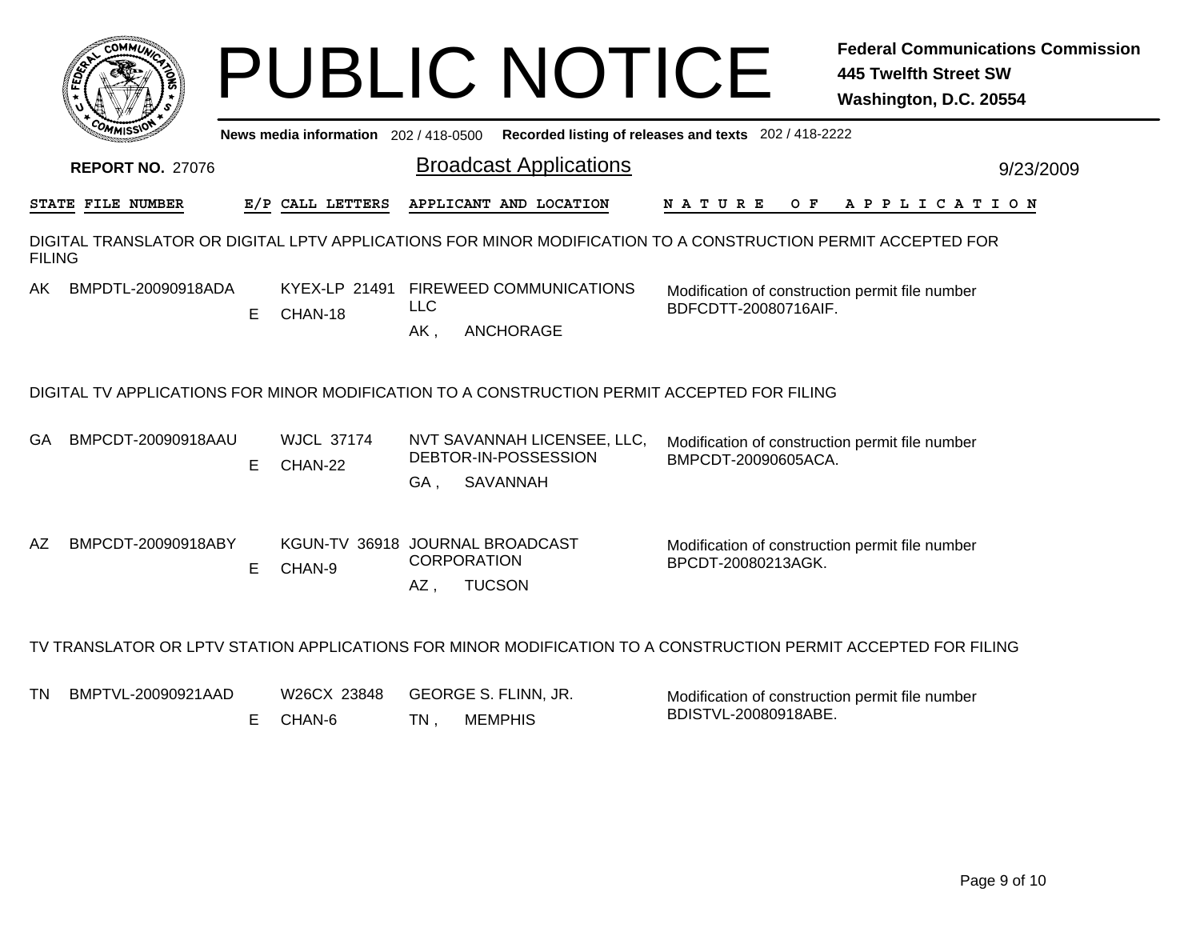# PUBLIC NOTICE

**Federal Communications Commission**
**445 Twelfth Street SW**
**Washington, D.C. 20554**

**News media information** 202 / 418-0500 **Recorded listing of releases and texts** 202 / 418-2222

**REPORT NO.** 27076

## Broadcast Applications

9/23/2009

### DIGITAL TRANSLATOR OR DIGITAL LPTV APPLICATIONS FOR MINOR MODIFICATION TO A CONSTRUCTION PERMIT ACCEPTED FOR FILING

| STATE | FILE NUMBER | E/P | CALL LETTERS | APPLICANT AND LOCATION | NATURE OF APPLICATION |
|---|---|---|---|---|---|
| AK | BMPDTL-20090918ADA | E | KYEX-LP 21491 CHAN-18 | FIREWEED COMMUNICATIONS LLC AK , ANCHORAGE | Modification of construction permit file number BDFCDTT-20080716AIF. |

### DIGITAL TV APPLICATIONS FOR MINOR MODIFICATION TO A CONSTRUCTION PERMIT ACCEPTED FOR FILING

| STATE | FILE NUMBER | E/P | CALL LETTERS | APPLICANT AND LOCATION | NATURE OF APPLICATION |
|---|---|---|---|---|---|
| GA | BMPCDT-20090918AAU | E | WJCL 37174 CHAN-22 | NVT SAVANNAH LICENSEE, LLC, DEBTOR-IN-POSSESSION GA , SAVANNAH | Modification of construction permit file number BMPCDT-20090605ACA. |
| AZ | BMPCDT-20090918ABY | E | KGUN-TV 36918 CHAN-9 | JOURNAL BROADCAST CORPORATION AZ , TUCSON | Modification of construction permit file number BPCDT-20080213AGK. |

### TV TRANSLATOR OR LPTV STATION APPLICATIONS FOR MINOR MODIFICATION TO A CONSTRUCTION PERMIT ACCEPTED FOR FILING

| STATE | FILE NUMBER | E/P | CALL LETTERS | APPLICANT AND LOCATION | NATURE OF APPLICATION |
|---|---|---|---|---|---|
| TN | BMPTVL-20090921AAD | E | W26CX 23848 CHAN-6 | GEORGE S. FLINN, JR. TN , MEMPHIS | Modification of construction permit file number BDISTVL-20080918ABE. |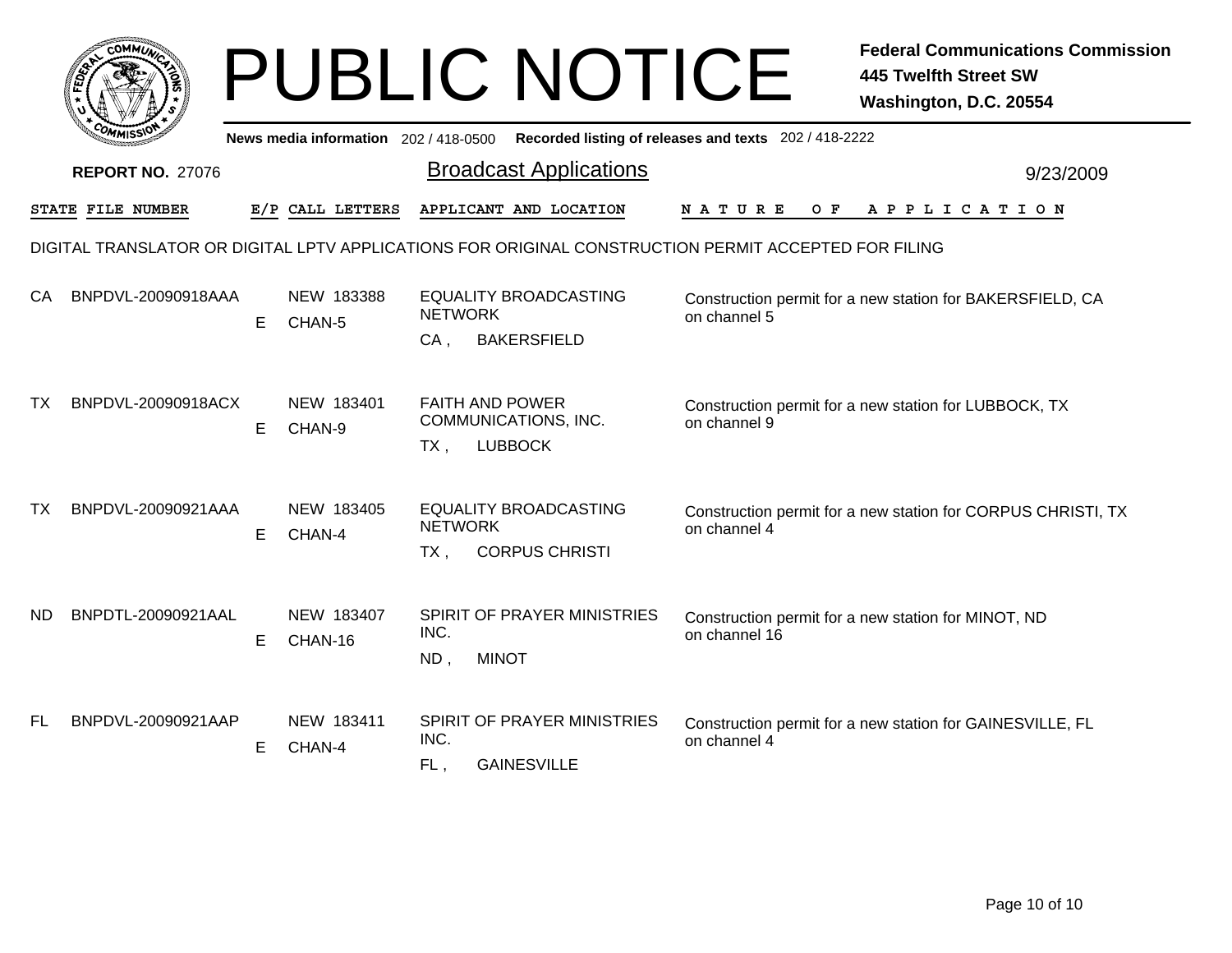# PUBLIC NOTICE

**Federal Communications Commission**
**445 Twelfth Street SW**
**Washington, D.C. 20554**

News media information 202 / 418-0500 Recorded listing of releases and texts 202 / 418-2222

**REPORT NO.** 27076

## Broadcast Applications

9/23/2009

DIGITAL TRANSLATOR OR DIGITAL LPTV APPLICATIONS FOR ORIGINAL CONSTRUCTION PERMIT ACCEPTED FOR FILING

| STATE | FILE NUMBER | E/P | CALL LETTERS | APPLICANT AND LOCATION | NATURE OF APPLICATION |
|---|---|---|---|---|---|
| CA | BNPDVL-20090918AAA | E | NEW 183388 CHAN-5 | EQUALITY BROADCASTING NETWORK CA , BAKERSFIELD | Construction permit for a new station for BAKERSFIELD, CA on channel 5 |
| TX | BNPDVL-20090918ACX | E | NEW 183401 CHAN-9 | FAITH AND POWER COMMUNICATIONS, INC. TX , LUBBOCK | Construction permit for a new station for LUBBOCK, TX on channel 9 |
| TX | BNPDVL-20090921AAA | E | NEW 183405 CHAN-4 | EQUALITY BROADCASTING NETWORK TX , CORPUS CHRISTI | Construction permit for a new station for CORPUS CHRISTI, TX on channel 4 |
| ND | BNPDTL-20090921AAL | E | NEW 183407 CHAN-16 | SPIRIT OF PRAYER MINISTRIES INC. ND , MINOT | Construction permit for a new station for MINOT, ND on channel 16 |
| FL | BNPDVL-20090921AAP | E | NEW 183411 CHAN-4 | SPIRIT OF PRAYER MINISTRIES INC. FL , GAINESVILLE | Construction permit for a new station for GAINESVILLE, FL on channel 4 |